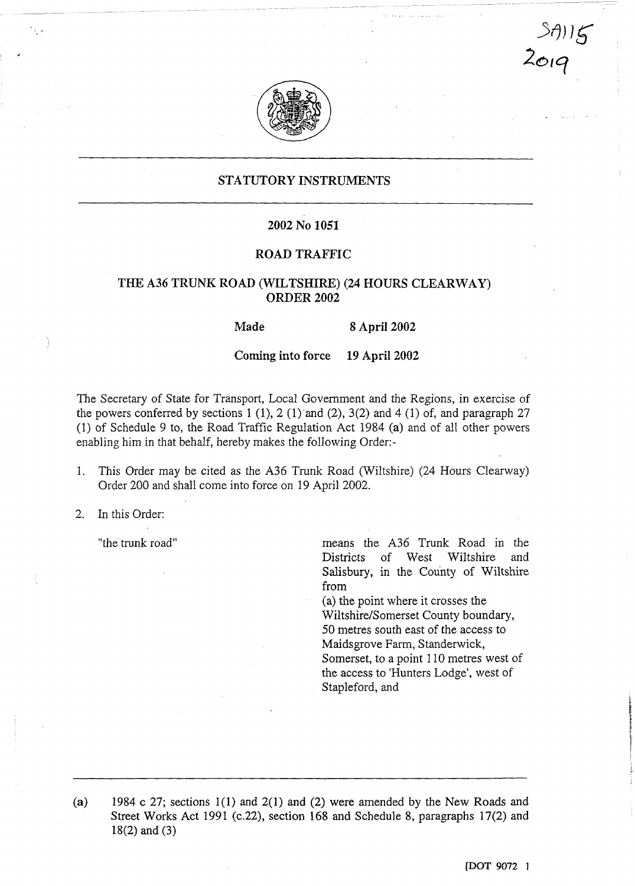SA115
2019

# STATUTORY INSTRUMENTS

## 2002 No 1051

## ROAD TRAFFIC

## THE A36 TRUNK ROAD (WILTSHIRE) (24 HOURS CLEARWAY) ORDER 2002

**Made** **8 April 2002**

**Coming into force** **19 April 2002**

The Secretary of State for Transport, Local Government and the Regions, in exercise of the powers conferred by sections 1 (1), 2 (1) and (2), 3(2) and 4 (1) of, and paragraph 27 (1) of Schedule 9 to, the Road Traffic Regulation Act 1984 (a) and of all other powers enabling him in that behalf, hereby makes the following Order:-

1. This Order may be cited as the A36 Trunk Road (Wiltshire) (24 Hours Clearway) Order 200 and shall come into force on 19 April 2002.

2. In this Order:

"the trunk road" means the A36 Trunk Road in the Districts of West Wiltshire and Salisbury, in the County of Wiltshire from

(a) the point where it crosses the Wiltshire/Somerset County boundary, 50 metres south east of the access to Maidsgrove Farm, Standerwick, Somerset, to a point 110 metres west of the access to 'Hunters Lodge', west of Stapleford, and

---

(a) 1984 c 27; sections 1(1) and 2(1) and (2) were amended by the New Roads and Street Works Act 1991 (c.22), section 168 and Schedule 8, paragraphs 17(2) and 18(2) and (3)

[DOT 9072 ]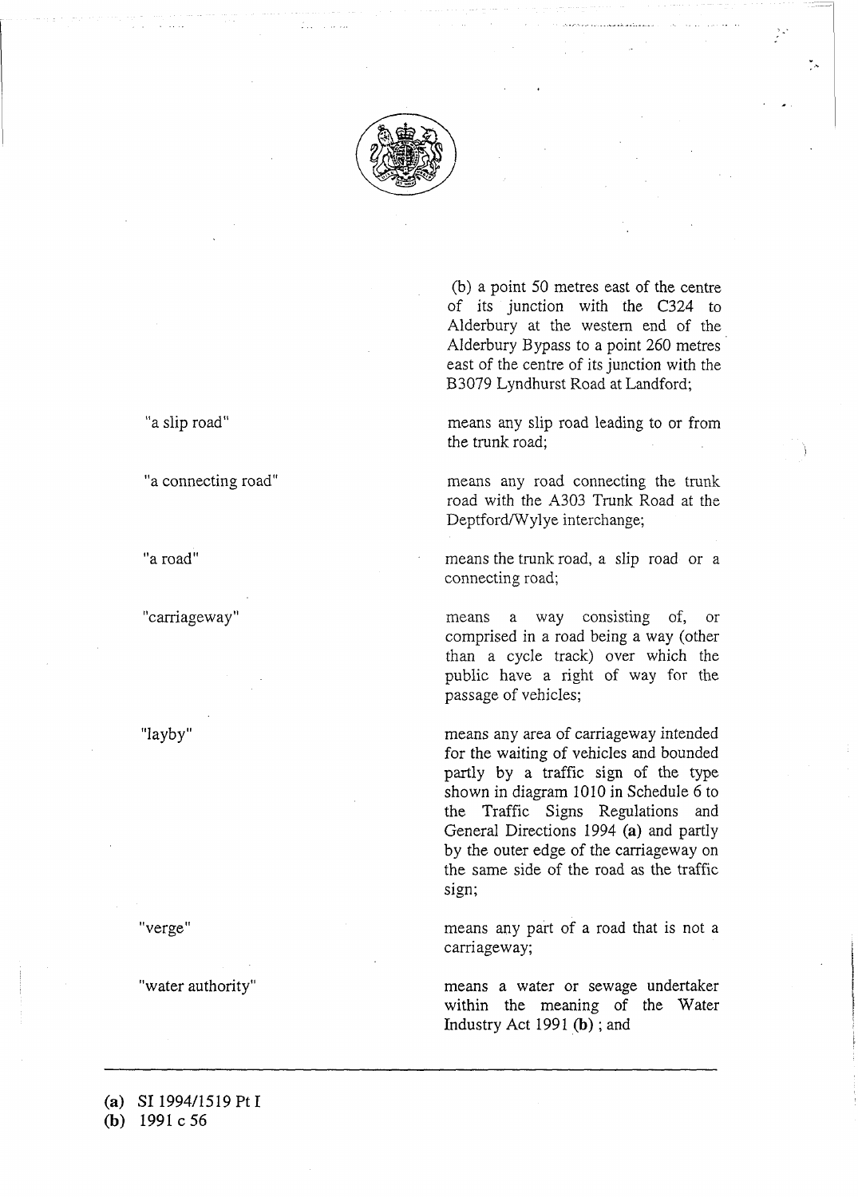(b) a point 50 metres east of the centre of its junction with the C324 to Alderbury at the western end of the Alderbury Bypass to a point 260 metres east of the centre of its junction with the B3079 Lyndhurst Road at Landford;

| | |
|---|---|
| "a slip road" | means any slip road leading to or from the trunk road; |
| "a connecting road" | means any road connecting the trunk road with the A303 Trunk Road at the Deptford/Wylye interchange; |
| "a road" | means the trunk road, a slip road or a connecting road; |
| "carriageway" | means a way consisting of, or comprised in a road being a way (other than a cycle track) over which the public have a right of way for the passage of vehicles; |
| "layby" | means any area of carriageway intended for the waiting of vehicles and bounded partly by a traffic sign of the type shown in diagram 1010 in Schedule 6 to the Traffic Signs Regulations and General Directions 1994 **(a)** and partly by the outer edge of the carriageway on the same side of the road as the traffic sign; |
| "verge" | means any part of a road that is not a carriageway; |
| "water authority" | means a water or sewage undertaker within the meaning of the Water Industry Act 1991 **(b)** ; and |

---

**(a)** SI 1994/1519 Pt I
**(b)** 1991 c 56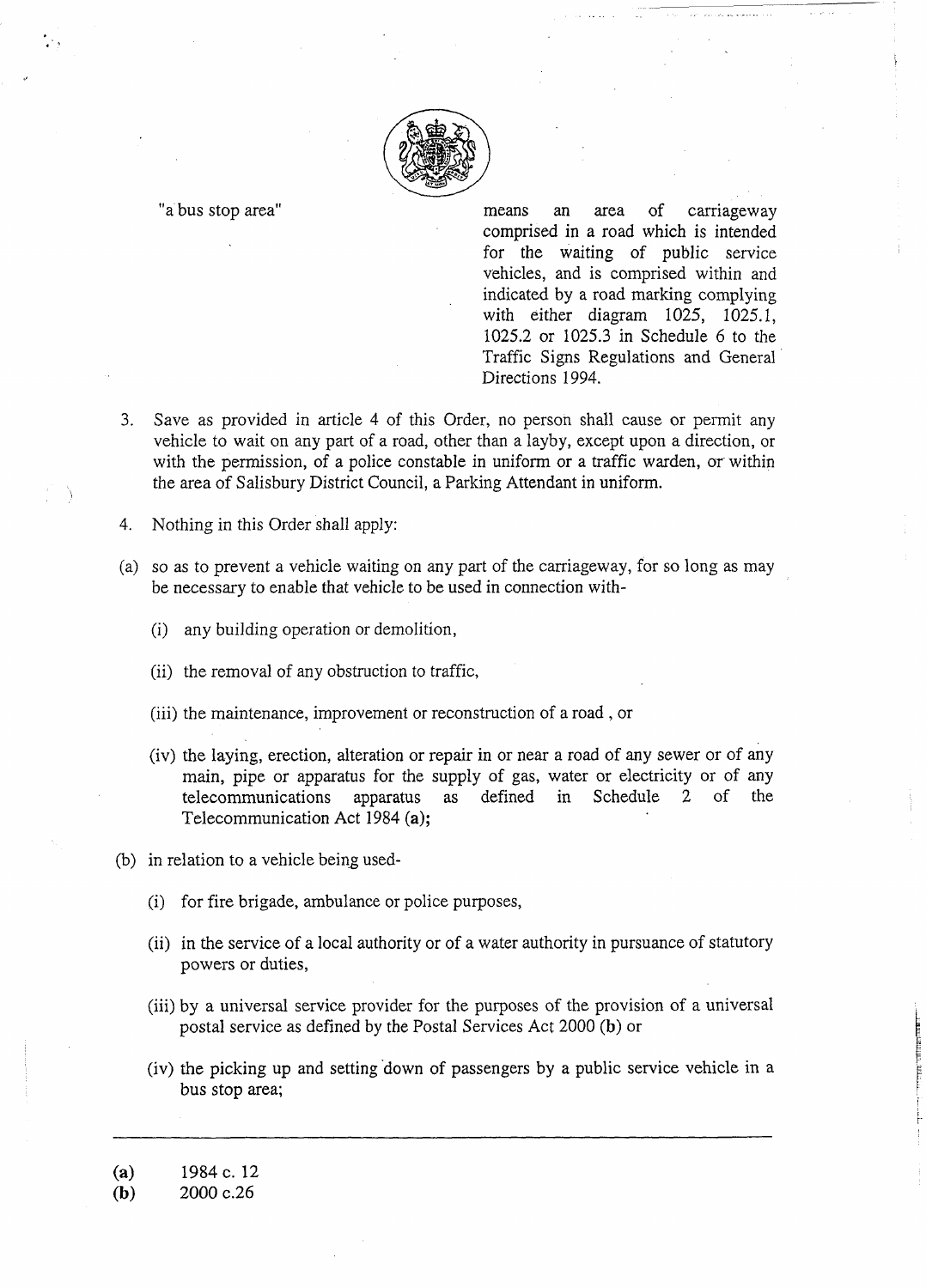| | |
|---|---|
| "a bus stop area" | means an area of carriageway comprised in a road which is intended for the waiting of public service vehicles, and is comprised within and indicated by a road marking complying with either diagram 1025, 1025.1, 1025.2 or 1025.3 in Schedule 6 to the Traffic Signs Regulations and General Directions 1994. |

3. Save as provided in article 4 of this Order, no person shall cause or permit any vehicle to wait on any part of a road, other than a layby, except upon a direction, or with the permission, of a police constable in uniform or a traffic warden, or within the area of Salisbury District Council, a Parking Attendant in uniform.

4. Nothing in this Order shall apply:

(a) so as to prevent a vehicle waiting on any part of the carriageway, for so long as may be necessary to enable that vehicle to be used in connection with-

   (i) any building operation or demolition,

   (ii) the removal of any obstruction to traffic,

   (iii) the maintenance, improvement or reconstruction of a road , or

   (iv) the laying, erection, alteration or repair in or near a road of any sewer or of any main, pipe or apparatus for the supply of gas, water or electricity or of any telecommunications apparatus as defined in Schedule 2 of the Telecommunication Act 1984 **(a)**;

(b) in relation to a vehicle being used-

   (i) for fire brigade, ambulance or police purposes,

   (ii) in the service of a local authority or of a water authority in pursuance of statutory powers or duties,

   (iii) by a universal service provider for the purposes of the provision of a universal postal service as defined by the Postal Services Act 2000 **(b)** or

   (iv) the picking up and setting down of passengers by a public service vehicle in a bus stop area;

---

**(a)** 1984 c. 12
**(b)** 2000 c.26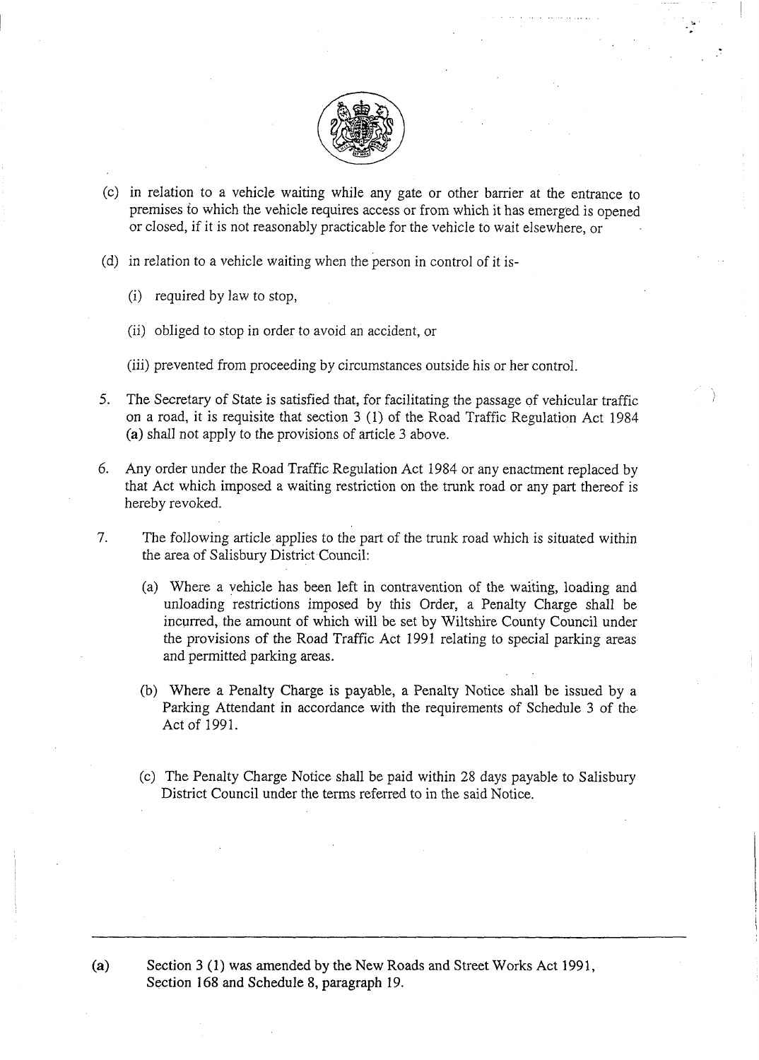(c) in relation to a vehicle waiting while any gate or other barrier at the entrance to premises to which the vehicle requires access or from which it has emerged is opened or closed, if it is not reasonably practicable for the vehicle to wait elsewhere, or

(d) in relation to a vehicle waiting when the person in control of it is-

  (i) required by law to stop,

  (ii) obliged to stop in order to avoid an accident, or

  (iii) prevented from proceeding by circumstances outside his or her control.

5. The Secretary of State is satisfied that, for facilitating the passage of vehicular traffic on a road, it is requisite that section 3 (1) of the Road Traffic Regulation Act 1984 **(a)** shall not apply to the provisions of article 3 above.

6. Any order under the Road Traffic Regulation Act 1984 or any enactment replaced by that Act which imposed a waiting restriction on the trunk road or any part thereof is hereby revoked.

7. The following article applies to the part of the trunk road which is situated within the area of Salisbury District Council:

  (a) Where a vehicle has been left in contravention of the waiting, loading and unloading restrictions imposed by this Order, a Penalty Charge shall be incurred, the amount of which will be set by Wiltshire County Council under the provisions of the Road Traffic Act 1991 relating to special parking areas and permitted parking areas.

  (b) Where a Penalty Charge is payable, a Penalty Notice shall be issued by a Parking Attendant in accordance with the requirements of Schedule 3 of the Act of 1991.

  (c) The Penalty Charge Notice shall be paid within 28 days payable to Salisbury District Council under the terms referred to in the said Notice.

---

**(a)** Section 3 (1) was amended by the New Roads and Street Works Act 1991, Section 168 and Schedule 8, paragraph 19.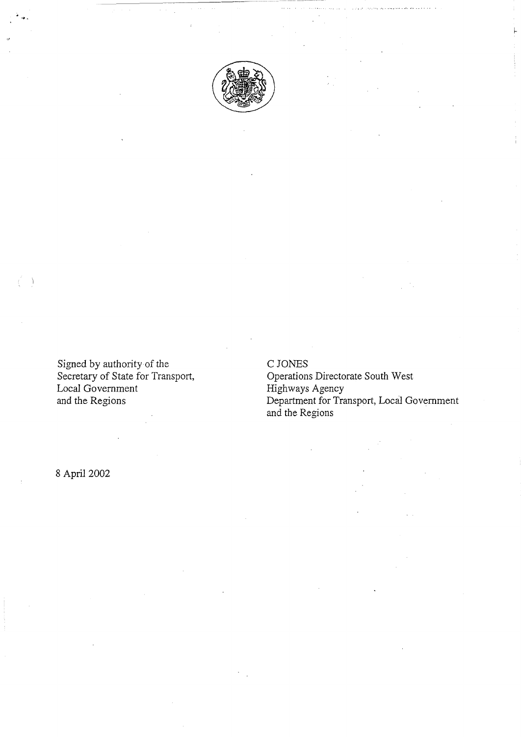Signed by authority of the
Secretary of State for Transport,
Local Government
and the Regions

C JONES
Operations Directorate South West
Highways Agency
Department for Transport, Local Government
and the Regions

8 April 2002